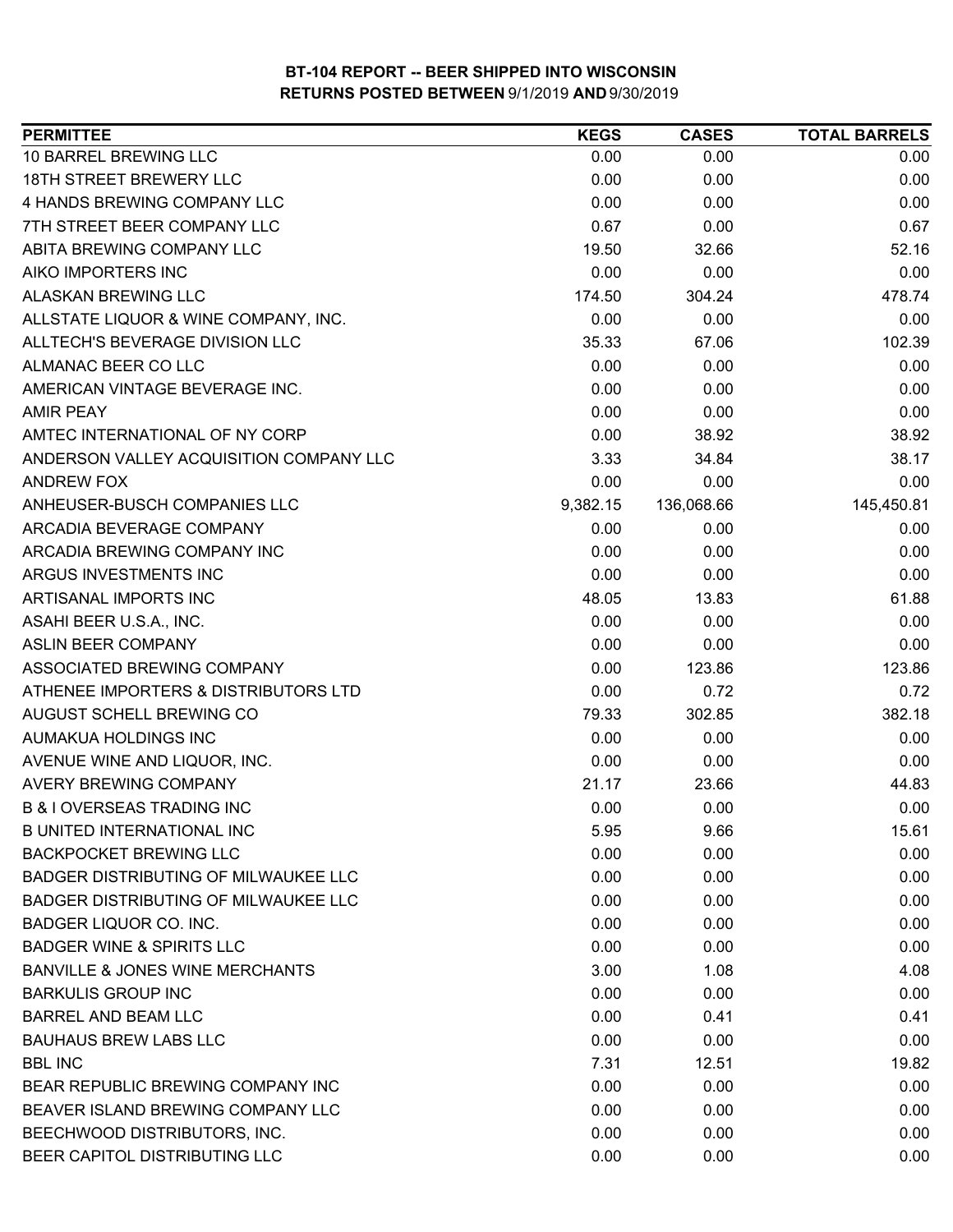**BT-104 REPORT -- BEER SHIPPED INTO WISCONSIN**
**RETURNS POSTED BETWEEN 9/1/2019 AND 9/30/2019**

| PERMITTEE | KEGS | CASES | TOTAL BARRELS |
|---|---|---|---|
| 10 BARREL BREWING LLC | 0.00 | 0.00 | 0.00 |
| 18TH STREET BREWERY LLC | 0.00 | 0.00 | 0.00 |
| 4 HANDS BREWING COMPANY LLC | 0.00 | 0.00 | 0.00 |
| 7TH STREET BEER COMPANY LLC | 0.67 | 0.00 | 0.67 |
| ABITA BREWING COMPANY LLC | 19.50 | 32.66 | 52.16 |
| AIKO IMPORTERS INC | 0.00 | 0.00 | 0.00 |
| ALASKAN BREWING LLC | 174.50 | 304.24 | 478.74 |
| ALLSTATE LIQUOR & WINE COMPANY, INC. | 0.00 | 0.00 | 0.00 |
| ALLTECH'S BEVERAGE DIVISION LLC | 35.33 | 67.06 | 102.39 |
| ALMANAC BEER CO LLC | 0.00 | 0.00 | 0.00 |
| AMERICAN VINTAGE BEVERAGE INC. | 0.00 | 0.00 | 0.00 |
| AMIR PEAY | 0.00 | 0.00 | 0.00 |
| AMTEC INTERNATIONAL OF NY CORP | 0.00 | 38.92 | 38.92 |
| ANDERSON VALLEY ACQUISITION COMPANY LLC | 3.33 | 34.84 | 38.17 |
| ANDREW FOX | 0.00 | 0.00 | 0.00 |
| ANHEUSER-BUSCH COMPANIES LLC | 9,382.15 | 136,068.66 | 145,450.81 |
| ARCADIA BEVERAGE COMPANY | 0.00 | 0.00 | 0.00 |
| ARCADIA BREWING COMPANY INC | 0.00 | 0.00 | 0.00 |
| ARGUS INVESTMENTS INC | 0.00 | 0.00 | 0.00 |
| ARTISANAL IMPORTS INC | 48.05 | 13.83 | 61.88 |
| ASAHI BEER U.S.A., INC. | 0.00 | 0.00 | 0.00 |
| ASLIN BEER COMPANY | 0.00 | 0.00 | 0.00 |
| ASSOCIATED BREWING COMPANY | 0.00 | 123.86 | 123.86 |
| ATHENEE IMPORTERS & DISTRIBUTORS LTD | 0.00 | 0.72 | 0.72 |
| AUGUST SCHELL BREWING CO | 79.33 | 302.85 | 382.18 |
| AUMAKUA HOLDINGS INC | 0.00 | 0.00 | 0.00 |
| AVENUE WINE AND LIQUOR, INC. | 0.00 | 0.00 | 0.00 |
| AVERY BREWING COMPANY | 21.17 | 23.66 | 44.83 |
| B & I OVERSEAS TRADING INC | 0.00 | 0.00 | 0.00 |
| B UNITED INTERNATIONAL INC | 5.95 | 9.66 | 15.61 |
| BACKPOCKET BREWING LLC | 0.00 | 0.00 | 0.00 |
| BADGER DISTRIBUTING OF MILWAUKEE LLC | 0.00 | 0.00 | 0.00 |
| BADGER DISTRIBUTING OF MILWAUKEE LLC | 0.00 | 0.00 | 0.00 |
| BADGER LIQUOR CO. INC. | 0.00 | 0.00 | 0.00 |
| BADGER WINE & SPIRITS LLC | 0.00 | 0.00 | 0.00 |
| BANVILLE & JONES WINE MERCHANTS | 3.00 | 1.08 | 4.08 |
| BARKULIS GROUP INC | 0.00 | 0.00 | 0.00 |
| BARREL AND BEAM LLC | 0.00 | 0.41 | 0.41 |
| BAUHAUS BREW LABS LLC | 0.00 | 0.00 | 0.00 |
| BBL INC | 7.31 | 12.51 | 19.82 |
| BEAR REPUBLIC BREWING COMPANY INC | 0.00 | 0.00 | 0.00 |
| BEAVER ISLAND BREWING COMPANY LLC | 0.00 | 0.00 | 0.00 |
| BEECHWOOD DISTRIBUTORS, INC. | 0.00 | 0.00 | 0.00 |
| BEER CAPITOL DISTRIBUTING LLC | 0.00 | 0.00 | 0.00 |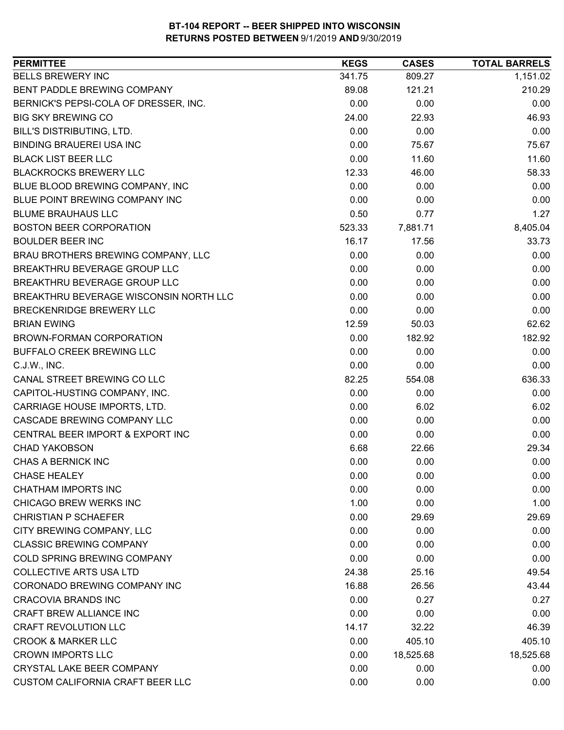**BT-104 REPORT -- BEER SHIPPED INTO WISCONSIN**
**RETURNS POSTED BETWEEN 9/1/2019 AND 9/30/2019**

| PERMITTEE | KEGS | CASES | TOTAL BARRELS |
|---|---|---|---|
| BELLS BREWERY INC | 341.75 | 809.27 | 1,151.02 |
| BENT PADDLE BREWING COMPANY | 89.08 | 121.21 | 210.29 |
| BERNICK'S PEPSI-COLA OF DRESSER, INC. | 0.00 | 0.00 | 0.00 |
| BIG SKY BREWING CO | 24.00 | 22.93 | 46.93 |
| BILL'S DISTRIBUTING, LTD. | 0.00 | 0.00 | 0.00 |
| BINDING BRAUEREI USA INC | 0.00 | 75.67 | 75.67 |
| BLACK LIST BEER LLC | 0.00 | 11.60 | 11.60 |
| BLACKROCKS BREWERY LLC | 12.33 | 46.00 | 58.33 |
| BLUE BLOOD BREWING COMPANY, INC | 0.00 | 0.00 | 0.00 |
| BLUE POINT BREWING COMPANY INC | 0.00 | 0.00 | 0.00 |
| BLUME BRAUHAUS LLC | 0.50 | 0.77 | 1.27 |
| BOSTON BEER CORPORATION | 523.33 | 7,881.71 | 8,405.04 |
| BOULDER BEER INC | 16.17 | 17.56 | 33.73 |
| BRAU BROTHERS BREWING COMPANY, LLC | 0.00 | 0.00 | 0.00 |
| BREAKTHRU BEVERAGE GROUP LLC | 0.00 | 0.00 | 0.00 |
| BREAKTHRU BEVERAGE GROUP LLC | 0.00 | 0.00 | 0.00 |
| BREAKTHRU BEVERAGE WISCONSIN NORTH LLC | 0.00 | 0.00 | 0.00 |
| BRECKENRIDGE BREWERY LLC | 0.00 | 0.00 | 0.00 |
| BRIAN EWING | 12.59 | 50.03 | 62.62 |
| BROWN-FORMAN CORPORATION | 0.00 | 182.92 | 182.92 |
| BUFFALO CREEK BREWING LLC | 0.00 | 0.00 | 0.00 |
| C.J.W., INC. | 0.00 | 0.00 | 0.00 |
| CANAL STREET BREWING CO LLC | 82.25 | 554.08 | 636.33 |
| CAPITOL-HUSTING COMPANY, INC. | 0.00 | 0.00 | 0.00 |
| CARRIAGE HOUSE IMPORTS, LTD. | 0.00 | 6.02 | 6.02 |
| CASCADE BREWING COMPANY LLC | 0.00 | 0.00 | 0.00 |
| CENTRAL BEER IMPORT & EXPORT INC | 0.00 | 0.00 | 0.00 |
| CHAD YAKOBSON | 6.68 | 22.66 | 29.34 |
| CHAS A BERNICK INC | 0.00 | 0.00 | 0.00 |
| CHASE HEALEY | 0.00 | 0.00 | 0.00 |
| CHATHAM IMPORTS INC | 0.00 | 0.00 | 0.00 |
| CHICAGO BREW WERKS INC | 1.00 | 0.00 | 1.00 |
| CHRISTIAN P SCHAEFER | 0.00 | 29.69 | 29.69 |
| CITY BREWING COMPANY, LLC | 0.00 | 0.00 | 0.00 |
| CLASSIC BREWING COMPANY | 0.00 | 0.00 | 0.00 |
| COLD SPRING BREWING COMPANY | 0.00 | 0.00 | 0.00 |
| COLLECTIVE ARTS USA LTD | 24.38 | 25.16 | 49.54 |
| CORONADO BREWING COMPANY INC | 16.88 | 26.56 | 43.44 |
| CRACOVIA BRANDS INC | 0.00 | 0.27 | 0.27 |
| CRAFT BREW ALLIANCE INC | 0.00 | 0.00 | 0.00 |
| CRAFT REVOLUTION LLC | 14.17 | 32.22 | 46.39 |
| CROOK & MARKER LLC | 0.00 | 405.10 | 405.10 |
| CROWN IMPORTS LLC | 0.00 | 18,525.68 | 18,525.68 |
| CRYSTAL LAKE BEER COMPANY | 0.00 | 0.00 | 0.00 |
| CUSTOM CALIFORNIA CRAFT BEER LLC | 0.00 | 0.00 | 0.00 |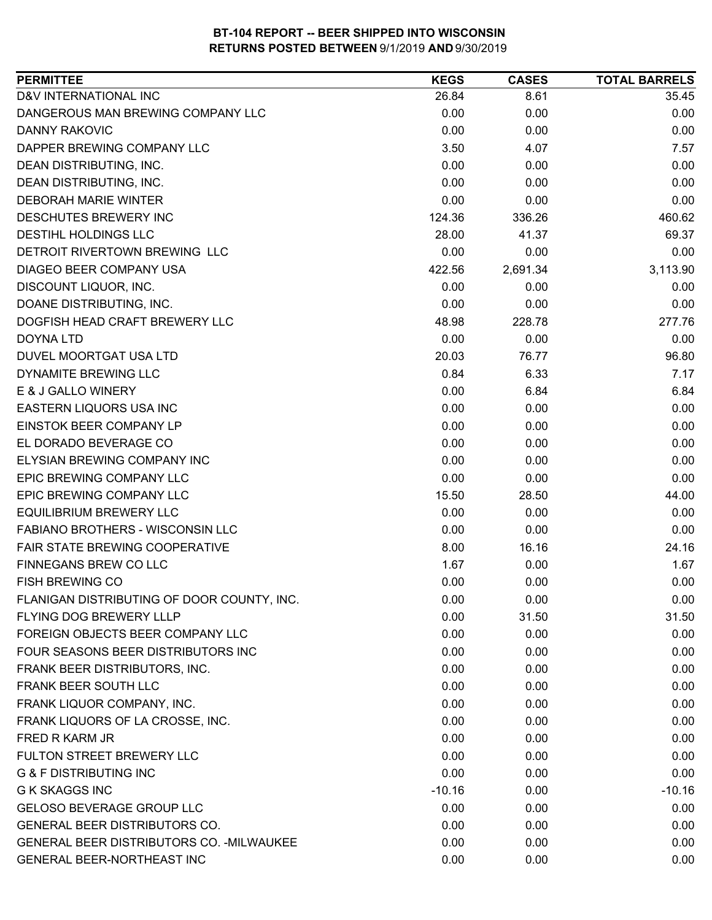**BT-104 REPORT -- BEER SHIPPED INTO WISCONSIN**
**RETURNS POSTED BETWEEN 9/1/2019 AND 9/30/2019**

| PERMITTEE | KEGS | CASES | TOTAL BARRELS |
|---|---|---|---|
| D&V INTERNATIONAL INC | 26.84 | 8.61 | 35.45 |
| DANGEROUS MAN BREWING COMPANY LLC | 0.00 | 0.00 | 0.00 |
| DANNY RAKOVIC | 0.00 | 0.00 | 0.00 |
| DAPPER BREWING COMPANY LLC | 3.50 | 4.07 | 7.57 |
| DEAN DISTRIBUTING, INC. | 0.00 | 0.00 | 0.00 |
| DEAN DISTRIBUTING, INC. | 0.00 | 0.00 | 0.00 |
| DEBORAH MARIE WINTER | 0.00 | 0.00 | 0.00 |
| DESCHUTES BREWERY INC | 124.36 | 336.26 | 460.62 |
| DESTIHL HOLDINGS LLC | 28.00 | 41.37 | 69.37 |
| DETROIT RIVERTOWN BREWING LLC | 0.00 | 0.00 | 0.00 |
| DIAGEO BEER COMPANY USA | 422.56 | 2,691.34 | 3,113.90 |
| DISCOUNT LIQUOR, INC. | 0.00 | 0.00 | 0.00 |
| DOANE DISTRIBUTING, INC. | 0.00 | 0.00 | 0.00 |
| DOGFISH HEAD CRAFT BREWERY LLC | 48.98 | 228.78 | 277.76 |
| DOYNA LTD | 0.00 | 0.00 | 0.00 |
| DUVEL MOORTGAT USA LTD | 20.03 | 76.77 | 96.80 |
| DYNAMITE BREWING LLC | 0.84 | 6.33 | 7.17 |
| E & J GALLO WINERY | 0.00 | 6.84 | 6.84 |
| EASTERN LIQUORS USA INC | 0.00 | 0.00 | 0.00 |
| EINSTOK BEER COMPANY LP | 0.00 | 0.00 | 0.00 |
| EL DORADO BEVERAGE CO | 0.00 | 0.00 | 0.00 |
| ELYSIAN BREWING COMPANY INC | 0.00 | 0.00 | 0.00 |
| EPIC BREWING COMPANY LLC | 0.00 | 0.00 | 0.00 |
| EPIC BREWING COMPANY LLC | 15.50 | 28.50 | 44.00 |
| EQUILIBRIUM BREWERY LLC | 0.00 | 0.00 | 0.00 |
| FABIANO BROTHERS - WISCONSIN LLC | 0.00 | 0.00 | 0.00 |
| FAIR STATE BREWING COOPERATIVE | 8.00 | 16.16 | 24.16 |
| FINNEGANS BREW CO LLC | 1.67 | 0.00 | 1.67 |
| FISH BREWING CO | 0.00 | 0.00 | 0.00 |
| FLANIGAN DISTRIBUTING OF DOOR COUNTY, INC. | 0.00 | 0.00 | 0.00 |
| FLYING DOG BREWERY LLLP | 0.00 | 31.50 | 31.50 |
| FOREIGN OBJECTS BEER COMPANY LLC | 0.00 | 0.00 | 0.00 |
| FOUR SEASONS BEER DISTRIBUTORS INC | 0.00 | 0.00 | 0.00 |
| FRANK BEER DISTRIBUTORS, INC. | 0.00 | 0.00 | 0.00 |
| FRANK BEER SOUTH LLC | 0.00 | 0.00 | 0.00 |
| FRANK LIQUOR COMPANY, INC. | 0.00 | 0.00 | 0.00 |
| FRANK LIQUORS OF LA CROSSE, INC. | 0.00 | 0.00 | 0.00 |
| FRED R KARM JR | 0.00 | 0.00 | 0.00 |
| FULTON STREET BREWERY LLC | 0.00 | 0.00 | 0.00 |
| G & F DISTRIBUTING INC | 0.00 | 0.00 | 0.00 |
| G K SKAGGS INC | -10.16 | 0.00 | -10.16 |
| GELOSO BEVERAGE GROUP LLC | 0.00 | 0.00 | 0.00 |
| GENERAL BEER DISTRIBUTORS CO. | 0.00 | 0.00 | 0.00 |
| GENERAL BEER DISTRIBUTORS CO. -MILWAUKEE | 0.00 | 0.00 | 0.00 |
| GENERAL BEER-NORTHEAST INC | 0.00 | 0.00 | 0.00 |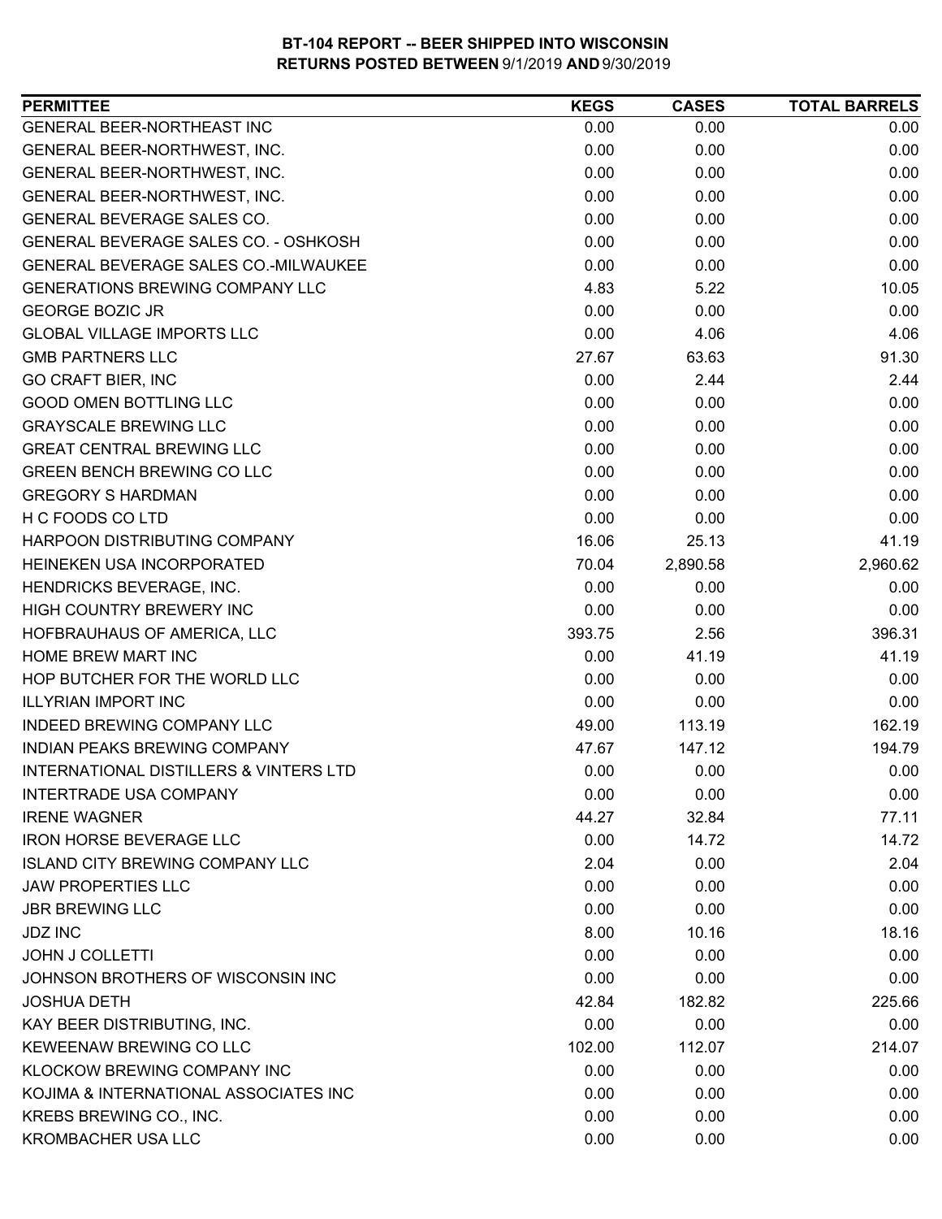**BT-104 REPORT -- BEER SHIPPED INTO WISCONSIN**
**RETURNS POSTED BETWEEN 9/1/2019 AND 9/30/2019**

| PERMITTEE | KEGS | CASES | TOTAL BARRELS |
|---|---|---|---|
| GENERAL BEER-NORTHEAST INC | 0.00 | 0.00 | 0.00 |
| GENERAL BEER-NORTHWEST, INC. | 0.00 | 0.00 | 0.00 |
| GENERAL BEER-NORTHWEST, INC. | 0.00 | 0.00 | 0.00 |
| GENERAL BEER-NORTHWEST, INC. | 0.00 | 0.00 | 0.00 |
| GENERAL BEVERAGE SALES CO. | 0.00 | 0.00 | 0.00 |
| GENERAL BEVERAGE SALES CO. - OSHKOSH | 0.00 | 0.00 | 0.00 |
| GENERAL BEVERAGE SALES CO.-MILWAUKEE | 0.00 | 0.00 | 0.00 |
| GENERATIONS BREWING COMPANY LLC | 4.83 | 5.22 | 10.05 |
| GEORGE BOZIC JR | 0.00 | 0.00 | 0.00 |
| GLOBAL VILLAGE IMPORTS LLC | 0.00 | 4.06 | 4.06 |
| GMB PARTNERS LLC | 27.67 | 63.63 | 91.30 |
| GO CRAFT BIER, INC | 0.00 | 2.44 | 2.44 |
| GOOD OMEN BOTTLING LLC | 0.00 | 0.00 | 0.00 |
| GRAYSCALE BREWING LLC | 0.00 | 0.00 | 0.00 |
| GREAT CENTRAL BREWING LLC | 0.00 | 0.00 | 0.00 |
| GREEN BENCH BREWING CO LLC | 0.00 | 0.00 | 0.00 |
| GREGORY S HARDMAN | 0.00 | 0.00 | 0.00 |
| H C FOODS CO LTD | 0.00 | 0.00 | 0.00 |
| HARPOON DISTRIBUTING COMPANY | 16.06 | 25.13 | 41.19 |
| HEINEKEN USA INCORPORATED | 70.04 | 2,890.58 | 2,960.62 |
| HENDRICKS BEVERAGE, INC. | 0.00 | 0.00 | 0.00 |
| HIGH COUNTRY BREWERY INC | 0.00 | 0.00 | 0.00 |
| HOFBRAUHAUS OF AMERICA, LLC | 393.75 | 2.56 | 396.31 |
| HOME BREW MART INC | 0.00 | 41.19 | 41.19 |
| HOP BUTCHER FOR THE WORLD LLC | 0.00 | 0.00 | 0.00 |
| ILLYRIAN IMPORT INC | 0.00 | 0.00 | 0.00 |
| INDEED BREWING COMPANY LLC | 49.00 | 113.19 | 162.19 |
| INDIAN PEAKS BREWING COMPANY | 47.67 | 147.12 | 194.79 |
| INTERNATIONAL DISTILLERS & VINTERS LTD | 0.00 | 0.00 | 0.00 |
| INTERTRADE USA COMPANY | 0.00 | 0.00 | 0.00 |
| IRENE WAGNER | 44.27 | 32.84 | 77.11 |
| IRON HORSE BEVERAGE LLC | 0.00 | 14.72 | 14.72 |
| ISLAND CITY BREWING COMPANY LLC | 2.04 | 0.00 | 2.04 |
| JAW PROPERTIES LLC | 0.00 | 0.00 | 0.00 |
| JBR BREWING LLC | 0.00 | 0.00 | 0.00 |
| JDZ INC | 8.00 | 10.16 | 18.16 |
| JOHN J COLLETTI | 0.00 | 0.00 | 0.00 |
| JOHNSON BROTHERS OF WISCONSIN INC | 0.00 | 0.00 | 0.00 |
| JOSHUA DETH | 42.84 | 182.82 | 225.66 |
| KAY BEER DISTRIBUTING, INC. | 0.00 | 0.00 | 0.00 |
| KEWEENAW BREWING CO LLC | 102.00 | 112.07 | 214.07 |
| KLOCKOW BREWING COMPANY INC | 0.00 | 0.00 | 0.00 |
| KOJIMA & INTERNATIONAL ASSOCIATES INC | 0.00 | 0.00 | 0.00 |
| KREBS BREWING CO., INC. | 0.00 | 0.00 | 0.00 |
| KROMBACHER USA LLC | 0.00 | 0.00 | 0.00 |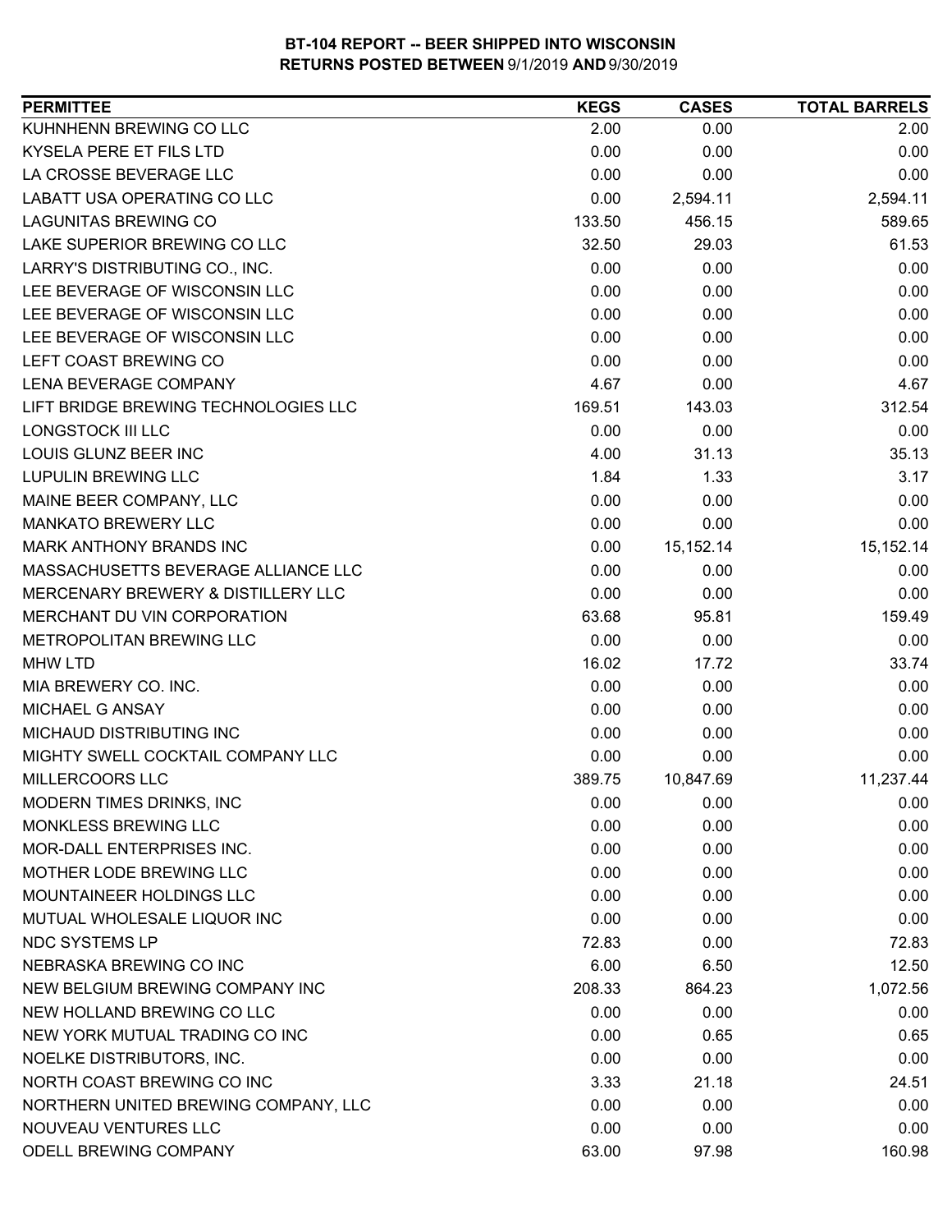**BT-104 REPORT -- BEER SHIPPED INTO WISCONSIN**
**RETURNS POSTED BETWEEN 9/1/2019 AND 9/30/2019**

| PERMITTEE | KEGS | CASES | TOTAL BARRELS |
|---|---|---|---|
| KUHNHENN BREWING CO LLC | 2.00 | 0.00 | 2.00 |
| KYSELA PERE ET FILS LTD | 0.00 | 0.00 | 0.00 |
| LA CROSSE BEVERAGE LLC | 0.00 | 0.00 | 0.00 |
| LABATT USA OPERATING CO LLC | 0.00 | 2,594.11 | 2,594.11 |
| LAGUNITAS BREWING CO | 133.50 | 456.15 | 589.65 |
| LAKE SUPERIOR BREWING CO LLC | 32.50 | 29.03 | 61.53 |
| LARRY'S DISTRIBUTING CO., INC. | 0.00 | 0.00 | 0.00 |
| LEE BEVERAGE OF WISCONSIN LLC | 0.00 | 0.00 | 0.00 |
| LEE BEVERAGE OF WISCONSIN LLC | 0.00 | 0.00 | 0.00 |
| LEE BEVERAGE OF WISCONSIN LLC | 0.00 | 0.00 | 0.00 |
| LEFT COAST BREWING CO | 0.00 | 0.00 | 0.00 |
| LENA BEVERAGE COMPANY | 4.67 | 0.00 | 4.67 |
| LIFT BRIDGE BREWING TECHNOLOGIES LLC | 169.51 | 143.03 | 312.54 |
| LONGSTOCK III LLC | 0.00 | 0.00 | 0.00 |
| LOUIS GLUNZ BEER INC | 4.00 | 31.13 | 35.13 |
| LUPULIN BREWING LLC | 1.84 | 1.33 | 3.17 |
| MAINE BEER COMPANY, LLC | 0.00 | 0.00 | 0.00 |
| MANKATO BREWERY LLC | 0.00 | 0.00 | 0.00 |
| MARK ANTHONY BRANDS INC | 0.00 | 15,152.14 | 15,152.14 |
| MASSACHUSETTS BEVERAGE ALLIANCE LLC | 0.00 | 0.00 | 0.00 |
| MERCENARY BREWERY & DISTILLERY LLC | 0.00 | 0.00 | 0.00 |
| MERCHANT DU VIN CORPORATION | 63.68 | 95.81 | 159.49 |
| METROPOLITAN BREWING LLC | 0.00 | 0.00 | 0.00 |
| MHW LTD | 16.02 | 17.72 | 33.74 |
| MIA BREWERY CO. INC. | 0.00 | 0.00 | 0.00 |
| MICHAEL G ANSAY | 0.00 | 0.00 | 0.00 |
| MICHAUD DISTRIBUTING INC | 0.00 | 0.00 | 0.00 |
| MIGHTY SWELL COCKTAIL COMPANY LLC | 0.00 | 0.00 | 0.00 |
| MILLERCOORS LLC | 389.75 | 10,847.69 | 11,237.44 |
| MODERN TIMES DRINKS, INC | 0.00 | 0.00 | 0.00 |
| MONKLESS BREWING LLC | 0.00 | 0.00 | 0.00 |
| MOR-DALL ENTERPRISES INC. | 0.00 | 0.00 | 0.00 |
| MOTHER LODE BREWING LLC | 0.00 | 0.00 | 0.00 |
| MOUNTAINEER HOLDINGS LLC | 0.00 | 0.00 | 0.00 |
| MUTUAL WHOLESALE LIQUOR INC | 0.00 | 0.00 | 0.00 |
| NDC SYSTEMS LP | 72.83 | 0.00 | 72.83 |
| NEBRASKA BREWING CO INC | 6.00 | 6.50 | 12.50 |
| NEW BELGIUM BREWING COMPANY INC | 208.33 | 864.23 | 1,072.56 |
| NEW HOLLAND BREWING CO LLC | 0.00 | 0.00 | 0.00 |
| NEW YORK MUTUAL TRADING CO INC | 0.00 | 0.65 | 0.65 |
| NOELKE DISTRIBUTORS, INC. | 0.00 | 0.00 | 0.00 |
| NORTH COAST BREWING CO INC | 3.33 | 21.18 | 24.51 |
| NORTHERN UNITED BREWING COMPANY, LLC | 0.00 | 0.00 | 0.00 |
| NOUVEAU VENTURES LLC | 0.00 | 0.00 | 0.00 |
| ODELL BREWING COMPANY | 63.00 | 97.98 | 160.98 |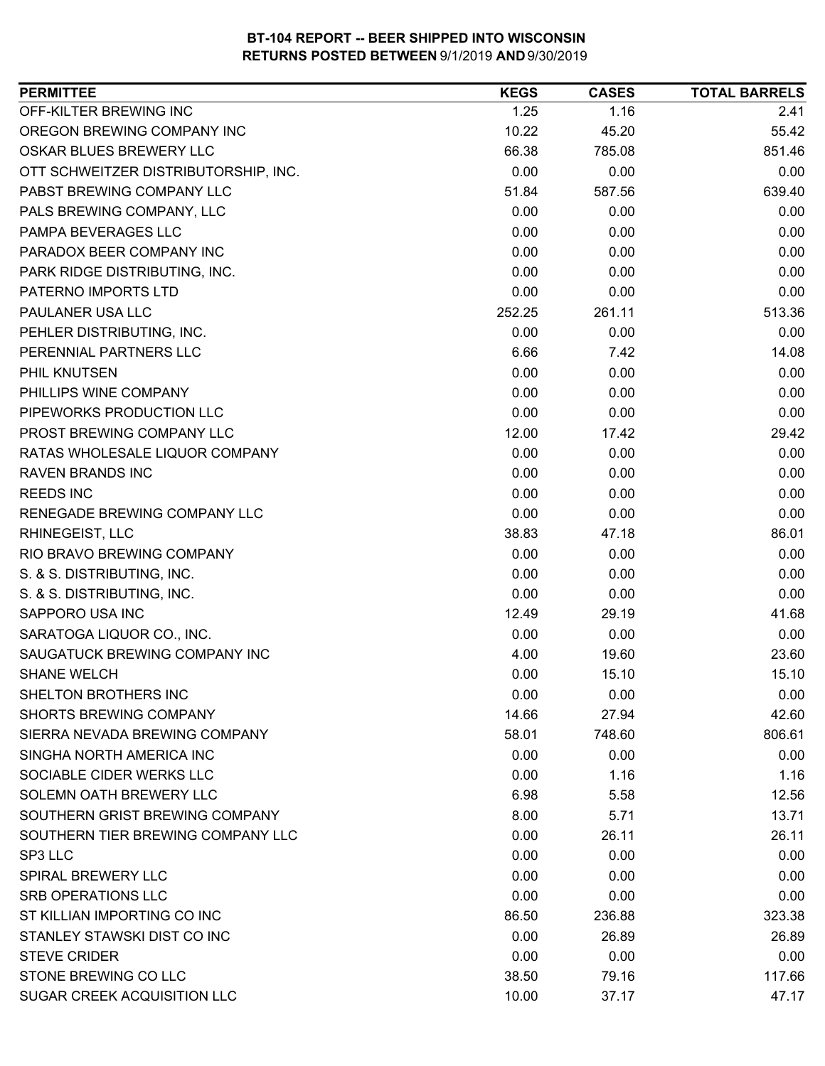# BT-104 REPORT -- BEER SHIPPED INTO WISCONSIN
## RETURNS POSTED BETWEEN 9/1/2019 AND 9/30/2019

| PERMITTEE | KEGS | CASES | TOTAL BARRELS |
|---|---|---|---|
| OFF-KILTER BREWING INC | 1.25 | 1.16 | 2.41 |
| OREGON BREWING COMPANY INC | 10.22 | 45.20 | 55.42 |
| OSKAR BLUES BREWERY LLC | 66.38 | 785.08 | 851.46 |
| OTT SCHWEITZER DISTRIBUTORSHIP, INC. | 0.00 | 0.00 | 0.00 |
| PABST BREWING COMPANY LLC | 51.84 | 587.56 | 639.40 |
| PALS BREWING COMPANY, LLC | 0.00 | 0.00 | 0.00 |
| PAMPA BEVERAGES LLC | 0.00 | 0.00 | 0.00 |
| PARADOX BEER COMPANY INC | 0.00 | 0.00 | 0.00 |
| PARK RIDGE DISTRIBUTING, INC. | 0.00 | 0.00 | 0.00 |
| PATERNO IMPORTS LTD | 0.00 | 0.00 | 0.00 |
| PAULANER USA LLC | 252.25 | 261.11 | 513.36 |
| PEHLER DISTRIBUTING, INC. | 0.00 | 0.00 | 0.00 |
| PERENNIAL PARTNERS LLC | 6.66 | 7.42 | 14.08 |
| PHIL KNUTSEN | 0.00 | 0.00 | 0.00 |
| PHILLIPS WINE COMPANY | 0.00 | 0.00 | 0.00 |
| PIPEWORKS PRODUCTION LLC | 0.00 | 0.00 | 0.00 |
| PROST BREWING COMPANY LLC | 12.00 | 17.42 | 29.42 |
| RATAS WHOLESALE LIQUOR COMPANY | 0.00 | 0.00 | 0.00 |
| RAVEN BRANDS INC | 0.00 | 0.00 | 0.00 |
| REEDS INC | 0.00 | 0.00 | 0.00 |
| RENEGADE BREWING COMPANY LLC | 0.00 | 0.00 | 0.00 |
| RHINEGEIST, LLC | 38.83 | 47.18 | 86.01 |
| RIO BRAVO BREWING COMPANY | 0.00 | 0.00 | 0.00 |
| S. & S. DISTRIBUTING, INC. | 0.00 | 0.00 | 0.00 |
| S. & S. DISTRIBUTING, INC. | 0.00 | 0.00 | 0.00 |
| SAPPORO USA INC | 12.49 | 29.19 | 41.68 |
| SARATOGA LIQUOR CO., INC. | 0.00 | 0.00 | 0.00 |
| SAUGATUCK BREWING COMPANY INC | 4.00 | 19.60 | 23.60 |
| SHANE WELCH | 0.00 | 15.10 | 15.10 |
| SHELTON BROTHERS INC | 0.00 | 0.00 | 0.00 |
| SHORTS BREWING COMPANY | 14.66 | 27.94 | 42.60 |
| SIERRA NEVADA BREWING COMPANY | 58.01 | 748.60 | 806.61 |
| SINGHA NORTH AMERICA INC | 0.00 | 0.00 | 0.00 |
| SOCIABLE CIDER WERKS LLC | 0.00 | 1.16 | 1.16 |
| SOLEMN OATH BREWERY LLC | 6.98 | 5.58 | 12.56 |
| SOUTHERN GRIST BREWING COMPANY | 8.00 | 5.71 | 13.71 |
| SOUTHERN TIER BREWING COMPANY LLC | 0.00 | 26.11 | 26.11 |
| SP3 LLC | 0.00 | 0.00 | 0.00 |
| SPIRAL BREWERY LLC | 0.00 | 0.00 | 0.00 |
| SRB OPERATIONS LLC | 0.00 | 0.00 | 0.00 |
| ST KILLIAN IMPORTING CO INC | 86.50 | 236.88 | 323.38 |
| STANLEY STAWSKI DIST CO INC | 0.00 | 26.89 | 26.89 |
| STEVE CRIDER | 0.00 | 0.00 | 0.00 |
| STONE BREWING CO LLC | 38.50 | 79.16 | 117.66 |
| SUGAR CREEK ACQUISITION LLC | 10.00 | 37.17 | 47.17 |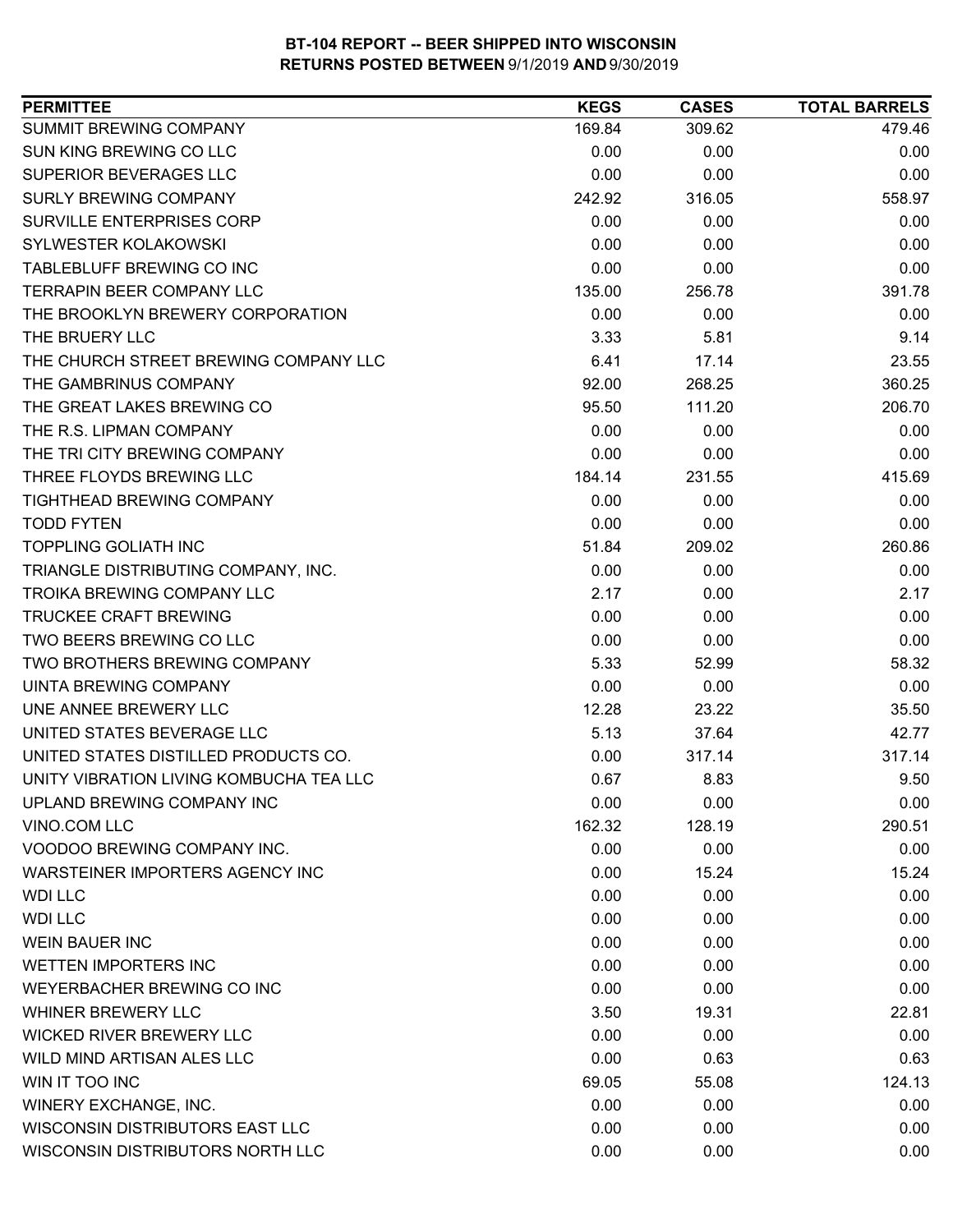**BT-104 REPORT -- BEER SHIPPED INTO WISCONSIN**
**RETURNS POSTED BETWEEN 9/1/2019 AND 9/30/2019**

| PERMITTEE | KEGS | CASES | TOTAL BARRELS |
|---|---|---|---|
| SUMMIT BREWING COMPANY | 169.84 | 309.62 | 479.46 |
| SUN KING BREWING CO LLC | 0.00 | 0.00 | 0.00 |
| SUPERIOR BEVERAGES LLC | 0.00 | 0.00 | 0.00 |
| SURLY BREWING COMPANY | 242.92 | 316.05 | 558.97 |
| SURVILLE ENTERPRISES CORP | 0.00 | 0.00 | 0.00 |
| SYLWESTER KOLAKOWSKI | 0.00 | 0.00 | 0.00 |
| TABLEBLUFF BREWING CO INC | 0.00 | 0.00 | 0.00 |
| TERRAPIN BEER COMPANY LLC | 135.00 | 256.78 | 391.78 |
| THE BROOKLYN BREWERY CORPORATION | 0.00 | 0.00 | 0.00 |
| THE BRUERY LLC | 3.33 | 5.81 | 9.14 |
| THE CHURCH STREET BREWING COMPANY LLC | 6.41 | 17.14 | 23.55 |
| THE GAMBRINUS COMPANY | 92.00 | 268.25 | 360.25 |
| THE GREAT LAKES BREWING CO | 95.50 | 111.20 | 206.70 |
| THE R.S. LIPMAN COMPANY | 0.00 | 0.00 | 0.00 |
| THE TRI CITY BREWING COMPANY | 0.00 | 0.00 | 0.00 |
| THREE FLOYDS BREWING LLC | 184.14 | 231.55 | 415.69 |
| TIGHTHEAD BREWING COMPANY | 0.00 | 0.00 | 0.00 |
| TODD FYTEN | 0.00 | 0.00 | 0.00 |
| TOPPLING GOLIATH INC | 51.84 | 209.02 | 260.86 |
| TRIANGLE DISTRIBUTING COMPANY, INC. | 0.00 | 0.00 | 0.00 |
| TROIKA BREWING COMPANY LLC | 2.17 | 0.00 | 2.17 |
| TRUCKEE CRAFT BREWING | 0.00 | 0.00 | 0.00 |
| TWO BEERS BREWING CO LLC | 0.00 | 0.00 | 0.00 |
| TWO BROTHERS BREWING COMPANY | 5.33 | 52.99 | 58.32 |
| UINTA BREWING COMPANY | 0.00 | 0.00 | 0.00 |
| UNE ANNEE BREWERY LLC | 12.28 | 23.22 | 35.50 |
| UNITED STATES BEVERAGE LLC | 5.13 | 37.64 | 42.77 |
| UNITED STATES DISTILLED PRODUCTS CO. | 0.00 | 317.14 | 317.14 |
| UNITY VIBRATION LIVING KOMBUCHA TEA LLC | 0.67 | 8.83 | 9.50 |
| UPLAND BREWING COMPANY INC | 0.00 | 0.00 | 0.00 |
| VINO.COM LLC | 162.32 | 128.19 | 290.51 |
| VOODOO BREWING COMPANY INC. | 0.00 | 0.00 | 0.00 |
| WARSTEINER IMPORTERS AGENCY INC | 0.00 | 15.24 | 15.24 |
| WDI LLC | 0.00 | 0.00 | 0.00 |
| WDI LLC | 0.00 | 0.00 | 0.00 |
| WEIN BAUER INC | 0.00 | 0.00 | 0.00 |
| WETTEN IMPORTERS INC | 0.00 | 0.00 | 0.00 |
| WEYERBACHER BREWING CO INC | 0.00 | 0.00 | 0.00 |
| WHINER BREWERY LLC | 3.50 | 19.31 | 22.81 |
| WICKED RIVER BREWERY LLC | 0.00 | 0.00 | 0.00 |
| WILD MIND ARTISAN ALES LLC | 0.00 | 0.63 | 0.63 |
| WIN IT TOO INC | 69.05 | 55.08 | 124.13 |
| WINERY EXCHANGE, INC. | 0.00 | 0.00 | 0.00 |
| WISCONSIN DISTRIBUTORS EAST LLC | 0.00 | 0.00 | 0.00 |
| WISCONSIN DISTRIBUTORS NORTH LLC | 0.00 | 0.00 | 0.00 |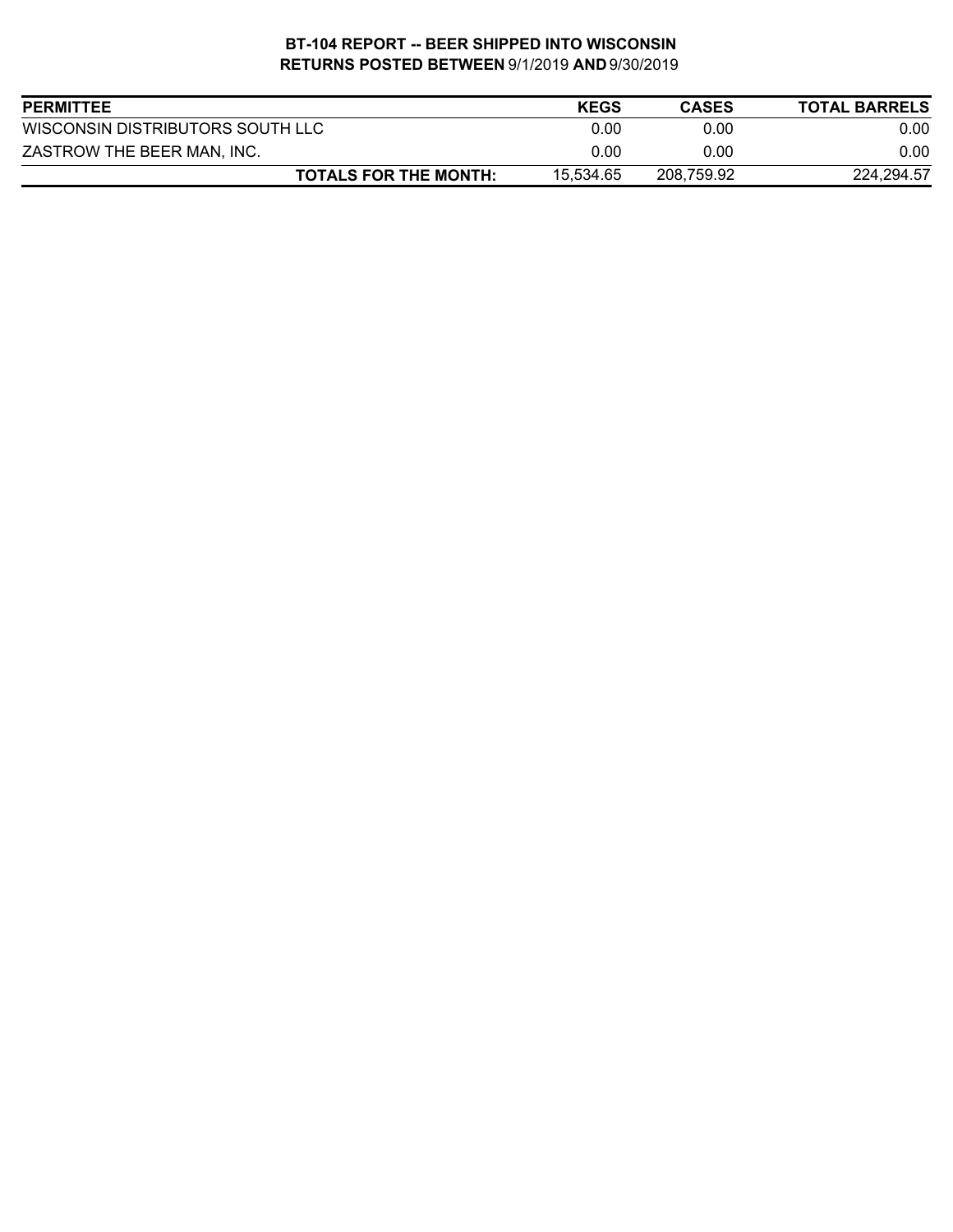**BT-104 REPORT -- BEER SHIPPED INTO WISCONSIN**
**RETURNS POSTED BETWEEN** 9/1/2019 **AND** 9/30/2019

| PERMITTEE | KEGS | CASES | TOTAL BARRELS |
|---|---|---|---|
| WISCONSIN DISTRIBUTORS SOUTH LLC | 0.00 | 0.00 | 0.00 |
| ZASTROW THE BEER MAN, INC. | 0.00 | 0.00 | 0.00 |
| **TOTALS FOR THE MONTH:** | 15,534.65 | 208,759.92 | 224,294.57 |